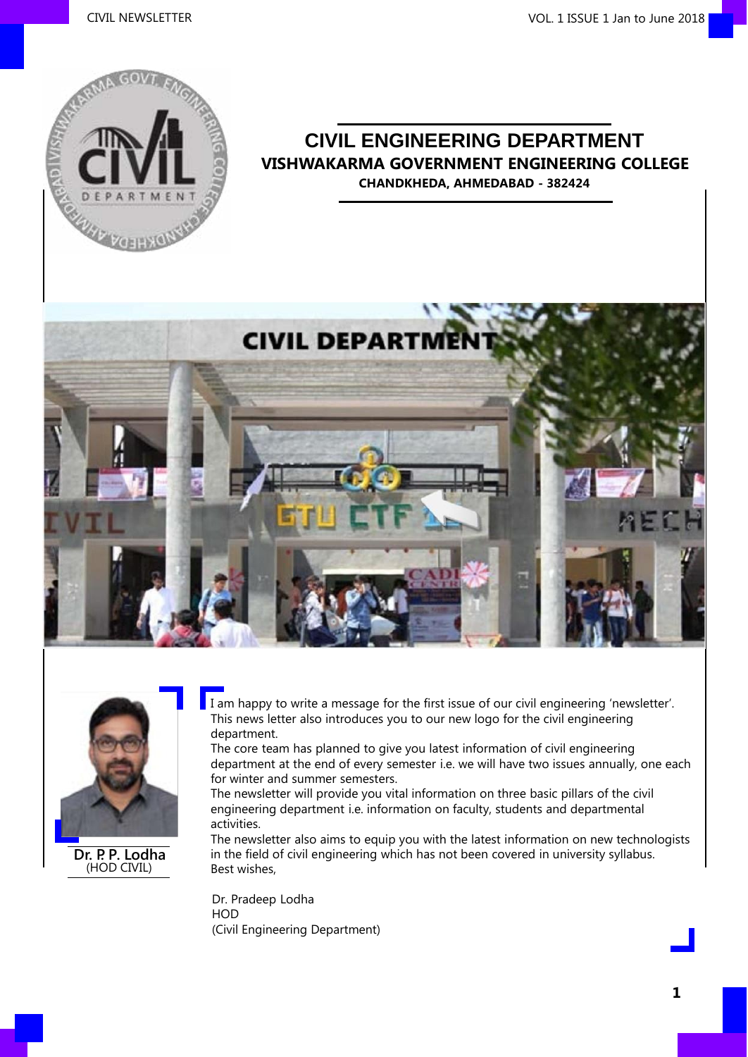# CIVIL ENGINEERING DEPARTMENT

## VISHWAKARMA GOVERNMENT ENGINEERING COLLEGE

**CHANDKHEDA, AHMEDABAD - 382424**

**Dr. P. P. Lodha**
(HOD CIVIL)

I am happy to write a message for the first issue of our civil engineering 'newsletter'. This news letter also introduces you to our new logo for the civil engineering department.

The core team has planned to give you latest information of civil engineering department at the end of every semester i.e. we will have two issues annually, one each for winter and summer semesters.

The newsletter will provide you vital information on three basic pillars of the civil engineering department i.e. information on faculty, students and departmental activities.

The newsletter also aims to equip you with the latest information on new technologists in the field of civil engineering which has not been covered in university syllabus.

Best wishes,

Dr. Pradeep Lodha
HOD
(Civil Engineering Department)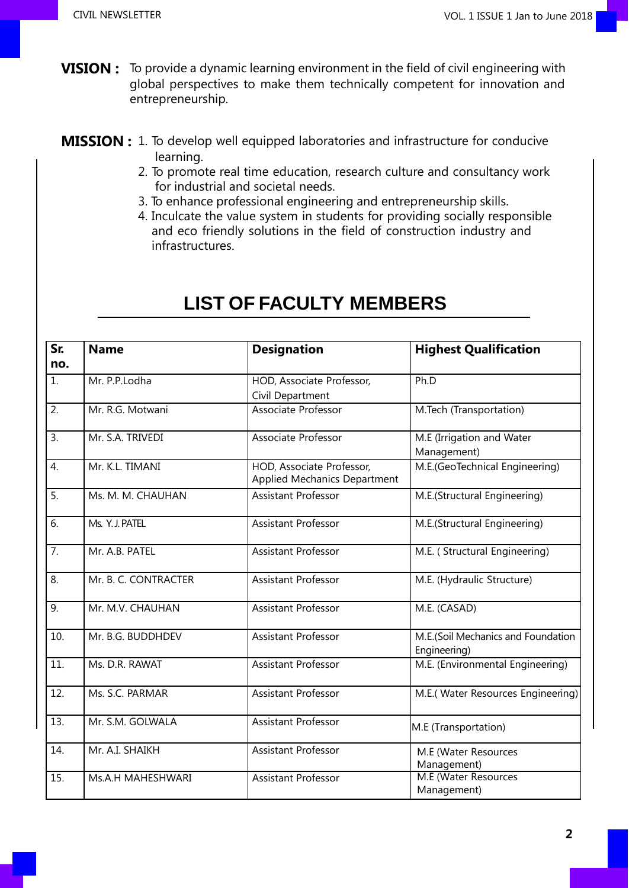**VISION :** To provide a dynamic learning environment in the field of civil engineering with global perspectives to make them technically competent for innovation and entrepreneurship.

**MISSION :**

1. To develop well equipped laboratories and infrastructure for conducive learning.
2. To promote real time education, research culture and consultancy work for industrial and societal needs.
3. To enhance professional engineering and entrepreneurship skills.
4. Inculcate the value system in students for providing socially responsible and eco friendly solutions in the field of construction industry and infrastructures.

# LIST OF FACULTY MEMBERS

| Sr. no. | Name | Designation | Highest Qualification |
|---|---|---|---|
| 1. | Mr. P.P.Lodha | HOD, Associate Professor, Civil Department | Ph.D |
| 2. | Mr. R.G. Motwani | Associate Professor | M.Tech (Transportation) |
| 3. | Mr. S.A. TRIVEDI | Associate Professor | M.E (Irrigation and Water Management) |
| 4. | Mr. K.L. TIMANI | HOD, Associate Professor, Applied Mechanics Department | M.E.(GeoTechnical Engineering) |
| 5. | Ms. M. M. CHAUHAN | Assistant Professor | M.E.(Structural Engineering) |
| 6. | Ms. Y. J. PATEL | Assistant Professor | M.E.(Structural Engineering) |
| 7. | Mr. A.B. PATEL | Assistant Professor | M.E. ( Structural Engineering) |
| 8. | Mr. B. C. CONTRACTER | Assistant Professor | M.E. (Hydraulic Structure) |
| 9. | Mr. M.V. CHAUHAN | Assistant Professor | M.E. (CASAD) |
| 10. | Mr. B.G. BUDDHDEV | Assistant Professor | M.E.(Soil Mechanics and Foundation Engineering) |
| 11. | Ms. D.R. RAWAT | Assistant Professor | M.E. (Environmental Engineering) |
| 12. | Ms. S.C. PARMAR | Assistant Professor | M.E.( Water Resources Engineering) |
| 13. | Mr. S.M. GOLWALA | Assistant Professor | M.E (Transportation) |
| 14. | Mr. A.I. SHAIKH | Assistant Professor | M.E (Water Resources Management) |
| 15. | Ms.A.H MAHESHWARI | Assistant Professor | M.E (Water Resources Management) |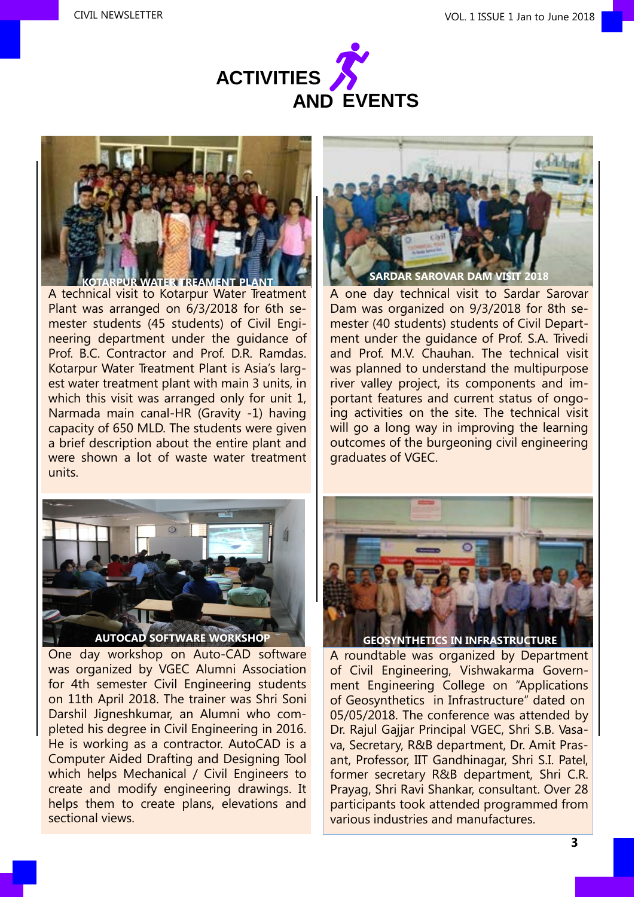# ACTIVITIES AND EVENTS

### KOTARPUR WATER TREAMENT PLANT

A technical visit to Kotarpur Water Treatment Plant was arranged on 6/3/2018 for 6th semester students (45 students) of Civil Engineering department under the guidance of Prof. B.C. Contractor and Prof. D.R. Ramdas. Kotarpur Water Treatment Plant is Asia's largest water treatment plant with main 3 units, in which this visit was arranged only for unit 1, Narmada main canal-HR (Gravity -1) having capacity of 650 MLD. The students were given a brief description about the entire plant and were shown a lot of waste water treatment units.

### SARDAR SAROVAR DAM VISIT 2018

A one day technical visit to Sardar Sarovar Dam was organized on 9/3/2018 for 8th semester (40 students) students of Civil Department under the guidance of Prof. S.A. Trivedi and Prof. M.V. Chauhan. The technical visit was planned to understand the multipurpose river valley project, its components and important features and current status of ongoing activities on the site. The technical visit will go a long way in improving the learning outcomes of the burgeoning civil engineering graduates of VGEC.

### AUTOCAD SOFTWARE WORKSHOP

One day workshop on Auto-CAD software was organized by VGEC Alumni Association for 4th semester Civil Engineering students on 11th April 2018. The trainer was Shri Soni Darshil Jigneshkumar, an Alumni who completed his degree in Civil Engineering in 2016. He is working as a contractor. AutoCAD is a Computer Aided Drafting and Designing Tool which helps Mechanical / Civil Engineers to create and modify engineering drawings. It helps them to create plans, elevations and sectional views.

### GEOSYNTHETICS IN INFRASTRUCTURE

A roundtable was organized by Department of Civil Engineering, Vishwakarma Government Engineering College on "Applications of Geosynthetics in Infrastructure" dated on 05/05/2018. The conference was attended by Dr. Rajul Gajjar Principal VGEC, Shri S.B. Vasava, Secretary, R&B department, Dr. Amit Prasant, Professor, IIT Gandhinagar, Shri S.I. Patel, former secretary R&B department, Shri C.R. Prayag, Shri Ravi Shankar, consultant. Over 28 participants took attended programmed from various industries and manufactures.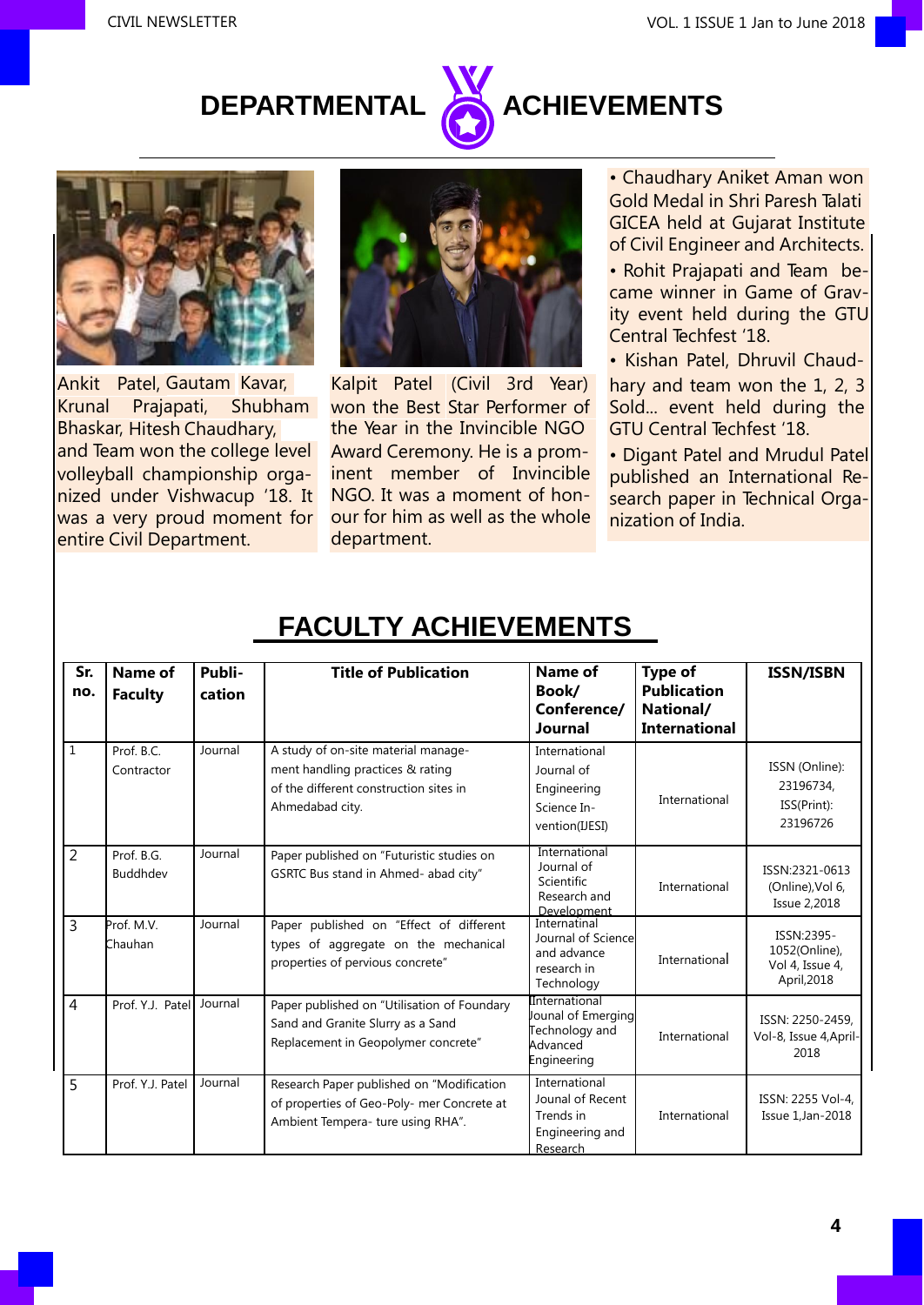# DEPARTMENTAL ACHIEVEMENTS

Ankit Patel, Gautam Kavar, Krunal Prajapati, Shubham Bhaskar, Hitesh Chaudhary, and Team won the college level volleyball championship organized under Vishwacup '18. It was a very proud moment for entire Civil Department.

Kalpit Patel (Civil 3rd Year) won the Best Star Performer of the Year in the Invincible NGO Award Ceremony. He is a prominent member of Invincible NGO. It was a moment of honour for him as well as the whole department.

- Chaudhary Aniket Aman won Gold Medal in Shri Paresh Talati GICEA held at Gujarat Institute of Civil Engineer and Architects.
- Rohit Prajapati and Team became winner in Game of Gravity event held during the GTU Central Techfest '18.
- Kishan Patel, Dhruvil Chaudhary and team won the 1, 2, 3 Sold... event held during the GTU Central Techfest '18.
- Digant Patel and Mrudul Patel published an International Research paper in Technical Organization of India.

# FACULTY ACHIEVEMENTS

| Sr. no. | Name of Faculty | Publication | Title of Publication | Name of Book/ Conference/ Journal | Type of Publication National/ International | ISSN/ISBN |
|---|---|---|---|---|---|---|
| 1 | Prof. B.C. Contractor | Journal | A study of on-site material management handling practices & rating of the different construction sites in Ahmedabad city. | International Journal of Engineering Science Invention(IJESI) | International | ISSN (Online): 23196734, ISS(Print): 23196726 |
| 2 | Prof. B.G. Buddhdev | Journal | Paper published on "Futuristic studies on GSRTC Bus stand in Ahmed- abad city" | International Journal of Scientific Research and Development | International | ISSN:2321-0613 (Online),Vol 6, Issue 2,2018 |
| 3 | Prof. M.V. Chauhan | Journal | Paper published on "Effect of different types of aggregate on the mechanical properties of pervious concrete" | Internatinal Journal of Science and advance research in Technology | International | ISSN:2395-1052(Online), Vol 4, Issue 4, April,2018 |
| 4 | Prof. Y.J. Patel | Journal | Paper published on "Utilisation of Foundary Sand and Granite Slurry as a Sand Replacement in Geopolymer concrete" | International Jounal of Emerging Technology and Advanced Engineering | International | ISSN: 2250-2459, Vol-8, Issue 4,April-2018 |
| 5 | Prof. Y.J. Patel | Journal | Research Paper published on "Modification of properties of Geo-Poly- mer Concrete at Ambient Tempera- ture using RHA". | International Jounal of Recent Trends in Engineering and Research | International | ISSN: 2255 Vol-4, Issue 1,Jan-2018 |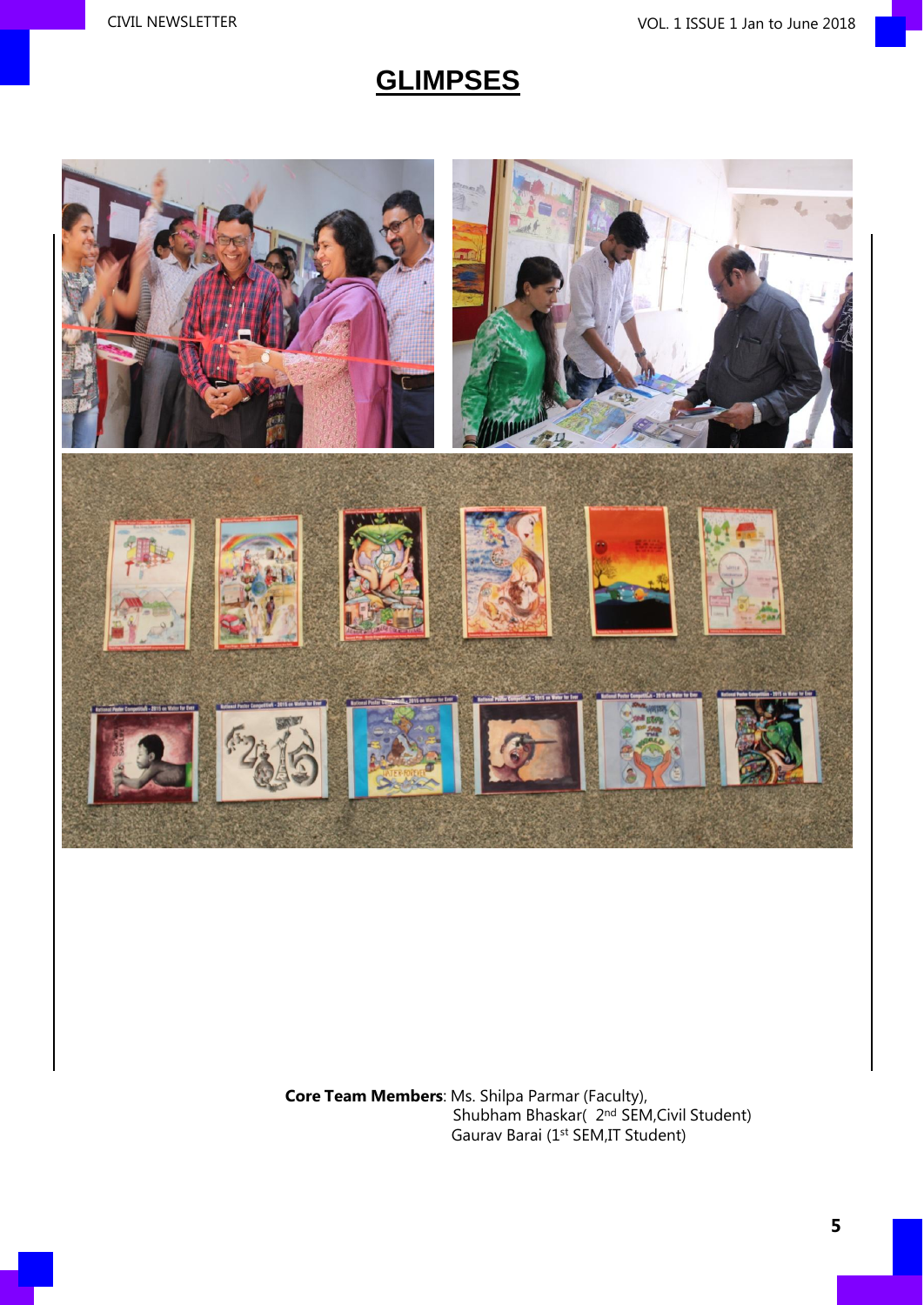# GLIMPSES

**Core Team Members**: Ms. Shilpa Parmar (Faculty),
Shubham Bhaskar( 2nd SEM,Civil Student)
Gaurav Barai (1st SEM,IT Student)